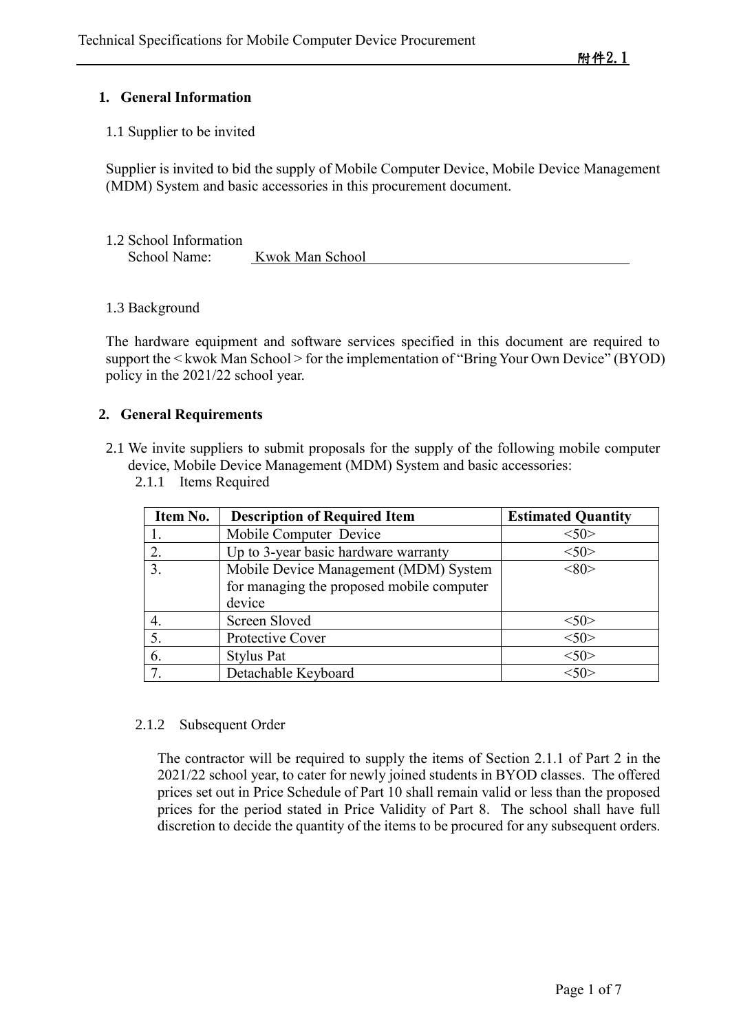附件2.1

## 1. General Information

1.1 Supplier to be invited

Supplier is invited to bid the supply of Mobile Computer Device, Mobile Device Management (MDM) System and basic accessories in this procurement document.

1.2 School Information

School Name: Kwok Man School

1.3 Background

The hardware equipment and software services specified in this document are required to support the < kwok Man School > for the implementation of "Bring Your Own Device" (BYOD) policy in the 2021/22 school year.

## 2. General Requirements

2.1 We invite suppliers to submit proposals for the supply of the following mobile computer device, Mobile Device Management (MDM) System and basic accessories:

2.1.1 Items Required

| Item No. | Description of Required Item | Estimated Quantity |
| --- | --- | --- |
| 1. | Mobile Computer Device | <50> |
| 2. | Up to 3-year basic hardware warranty | <50> |
| 3. | Mobile Device Management (MDM) System for managing the proposed mobile computer device | <80> |
| 4. | Screen Sloved | <50> |
| 5. | Protective Cover | <50> |
| 6. | Stylus Pat | <50> |
| 7. | Detachable Keyboard | <50> |

2.1.2 Subsequent Order

The contractor will be required to supply the items of Section 2.1.1 of Part 2 in the 2021/22 school year, to cater for newly joined students in BYOD classes. The offered prices set out in Price Schedule of Part 10 shall remain valid or less than the proposed prices for the period stated in Price Validity of Part 8. The school shall have full discretion to decide the quantity of the items to be procured for any subsequent orders.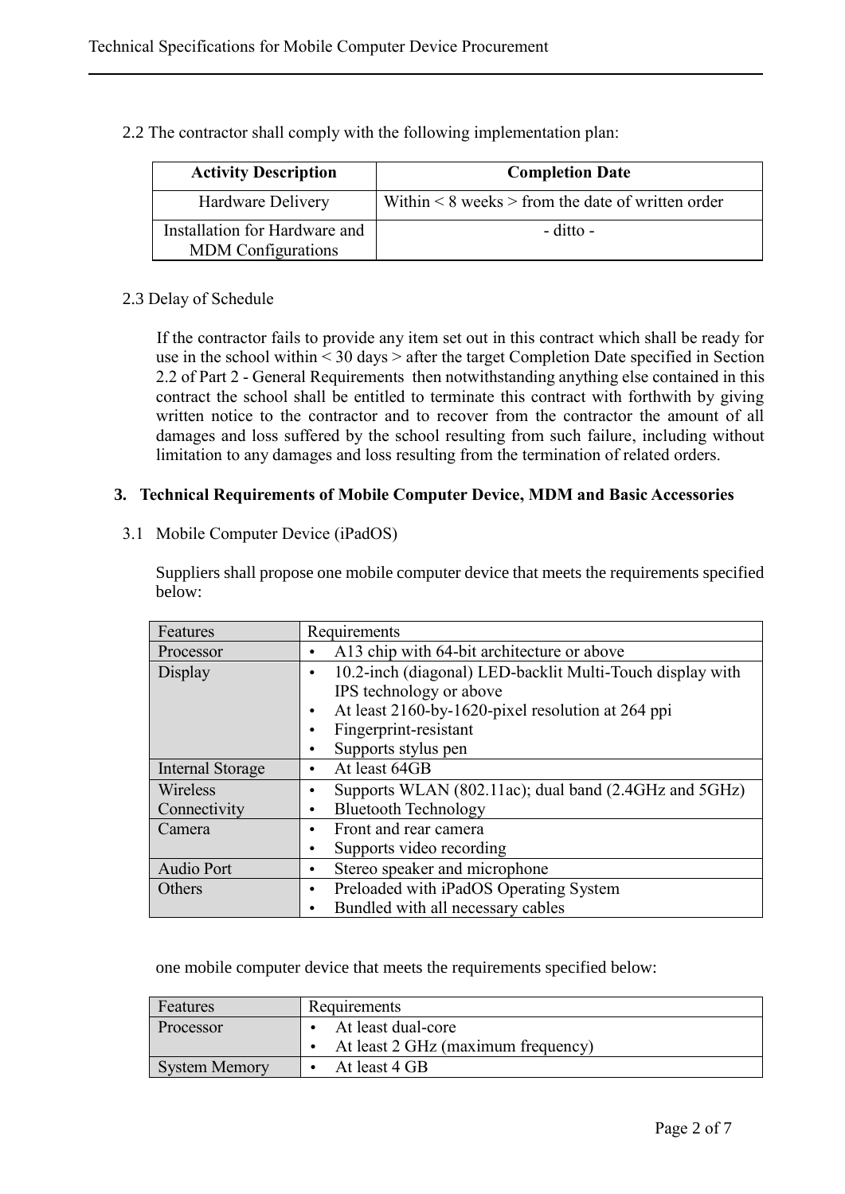2.2 The contractor shall comply with the following implementation plan:

| Activity Description | Completion Date |
| --- | --- |
| Hardware Delivery | Within < 8 weeks > from the date of written order |
| Installation for Hardware and MDM Configurations | - ditto - |

2.3 Delay of Schedule

If the contractor fails to provide any item set out in this contract which shall be ready for use in the school within < 30 days > after the target Completion Date specified in Section 2.2 of Part 2 - General Requirements then notwithstanding anything else contained in this contract the school shall be entitled to terminate this contract with forthwith by giving written notice to the contractor and to recover from the contractor the amount of all damages and loss suffered by the school resulting from such failure, including without limitation to any damages and loss resulting from the termination of related orders.

## 3. Technical Requirements of Mobile Computer Device, MDM and Basic Accessories

3.1 Mobile Computer Device (iPadOS)

Suppliers shall propose one mobile computer device that meets the requirements specified below:

| Features | Requirements |
| --- | --- |
| Processor | • A13 chip with 64-bit architecture or above |
| Display | • 10.2-inch (diagonal) LED-backlit Multi-Touch display with IPS technology or above<br>• At least 2160-by-1620-pixel resolution at 264 ppi<br>• Fingerprint-resistant<br>• Supports stylus pen |
| Internal Storage | • At least 64GB |
| Wireless Connectivity | • Supports WLAN (802.11ac); dual band (2.4GHz and 5GHz)<br>• Bluetooth Technology |
| Camera | • Front and rear camera<br>• Supports video recording |
| Audio Port | • Stereo speaker and microphone |
| Others | • Preloaded with iPadOS Operating System<br>• Bundled with all necessary cables |

one mobile computer device that meets the requirements specified below:

| Features | Requirements |
| --- | --- |
| Processor | • At least dual-core<br>• At least 2 GHz (maximum frequency) |
| System Memory | • At least 4 GB |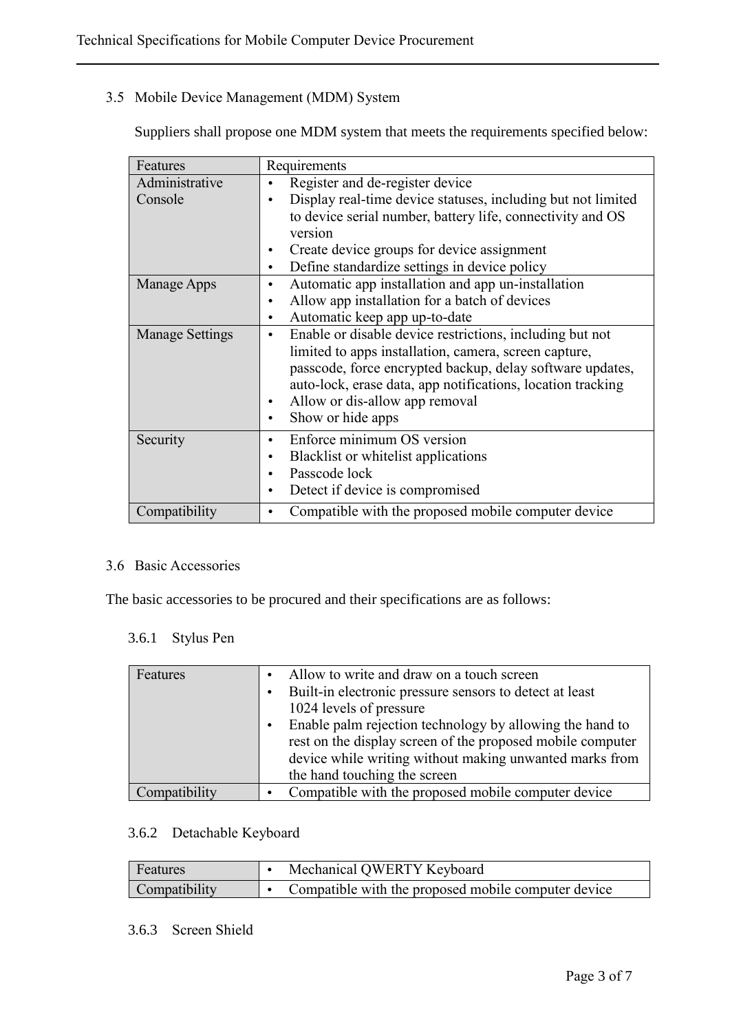### 3.5 Mobile Device Management (MDM) System

Suppliers shall propose one MDM system that meets the requirements specified below:

| Features | Requirements |
| --- | --- |
| Administrative Console | • Register and de-register device<br>• Display real-time device statuses, including but not limited to device serial number, battery life, connectivity and OS version<br>• Create device groups for device assignment<br>• Define standardize settings in device policy |
| Manage Apps | • Automatic app installation and app un-installation<br>• Allow app installation for a batch of devices<br>• Automatic keep app up-to-date |
| Manage Settings | • Enable or disable device restrictions, including but not limited to apps installation, camera, screen capture, passcode, force encrypted backup, delay software updates, auto-lock, erase data, app notifications, location tracking<br>• Allow or dis-allow app removal<br>• Show or hide apps |
| Security | • Enforce minimum OS version<br>• Blacklist or whitelist applications<br>• Passcode lock<br>• Detect if device is compromised |
| Compatibility | • Compatible with the proposed mobile computer device |

### 3.6 Basic Accessories

The basic accessories to be procured and their specifications are as follows:

#### 3.6.1 Stylus Pen

| Features | • Allow to write and draw on a touch screen<br>• Built-in electronic pressure sensors to detect at least 1024 levels of pressure<br>• Enable palm rejection technology by allowing the hand to rest on the display screen of the proposed mobile computer device while writing without making unwanted marks from the hand touching the screen |
| --- | --- |
| Compatibility | • Compatible with the proposed mobile computer device |

#### 3.6.2 Detachable Keyboard

| Features | • Mechanical QWERTY Keyboard |
| --- | --- |
| Compatibility | • Compatible with the proposed mobile computer device |

#### 3.6.3 Screen Shield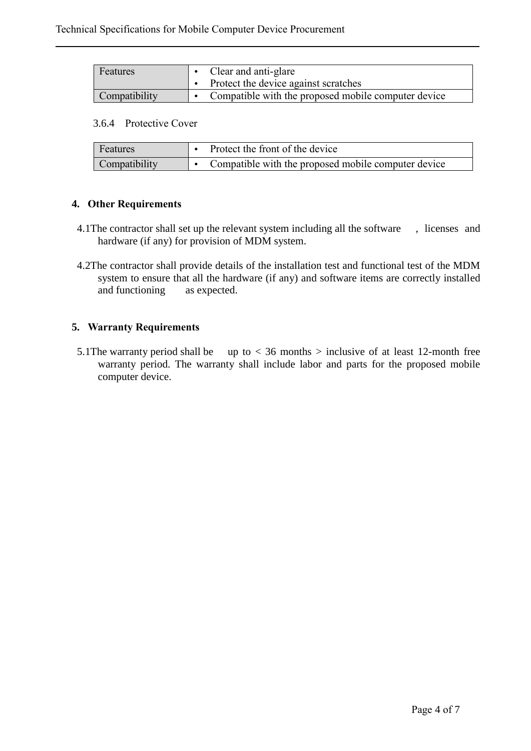| Features | • Clear and anti-glare<br>• Protect the device against scratches |
|---|---|
| Compatibility | • Compatible with the proposed mobile computer device |

3.6.4 Protective Cover

| Features | • Protect the front of the device |
|---|---|
| Compatibility | • Compatible with the proposed mobile computer device |

## 4. Other Requirements

4.1 The contractor shall set up the relevant system including all the software , licenses and hardware (if any) for provision of MDM system.

4.2 The contractor shall provide details of the installation test and functional test of the MDM system to ensure that all the hardware (if any) and software items are correctly installed and functioning as expected.

## 5. Warranty Requirements

5.1 The warranty period shall be up to < 36 months > inclusive of at least 12-month free warranty period. The warranty shall include labor and parts for the proposed mobile computer device.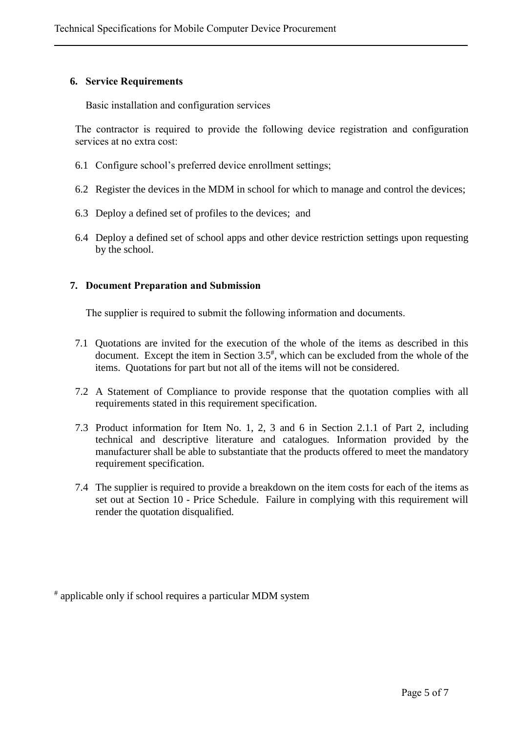## 6. Service Requirements

Basic installation and configuration services

The contractor is required to provide the following device registration and configuration services at no extra cost:

6.1 Configure school's preferred device enrollment settings;

6.2 Register the devices in the MDM in school for which to manage and control the devices;

6.3 Deploy a defined set of profiles to the devices; and

6.4 Deploy a defined set of school apps and other device restriction settings upon requesting by the school.

## 7. Document Preparation and Submission

The supplier is required to submit the following information and documents.

7.1 Quotations are invited for the execution of the whole of the items as described in this document. Except the item in Section 3.5[#], which can be excluded from the whole of the items. Quotations for part but not all of the items will not be considered.

7.2 A Statement of Compliance to provide response that the quotation complies with all requirements stated in this requirement specification.

7.3 Product information for Item No. 1, 2, 3 and 6 in Section 2.1.1 of Part 2, including technical and descriptive literature and catalogues. Information provided by the manufacturer shall be able to substantiate that the products offered to meet the mandatory requirement specification.

7.4 The supplier is required to provide a breakdown on the item costs for each of the items as set out at Section 10 - Price Schedule. Failure in complying with this requirement will render the quotation disqualified.

[#] applicable only if school requires a particular MDM system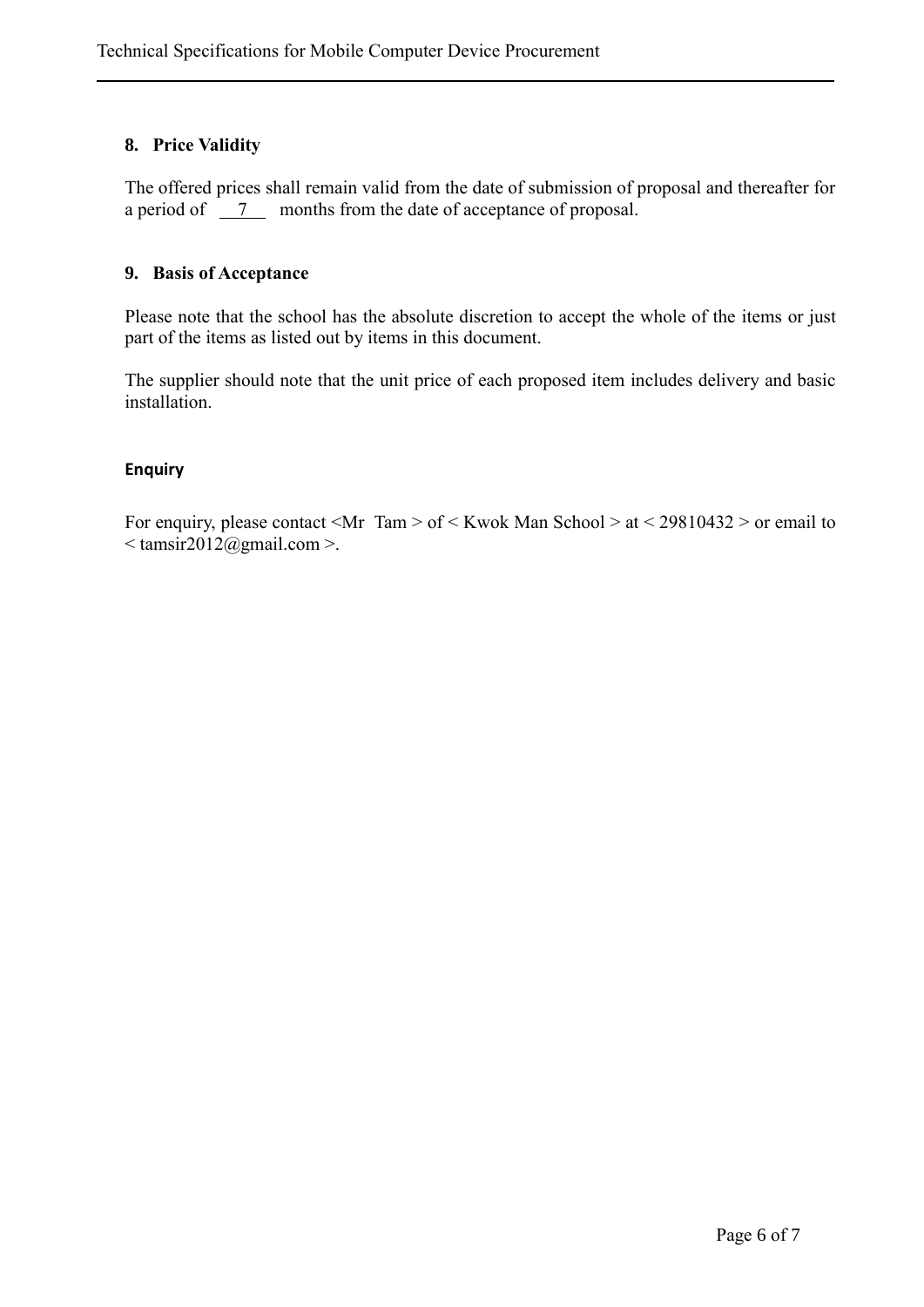## 8. Price Validity

The offered prices shall remain valid from the date of submission of proposal and thereafter for a period of 7 months from the date of acceptance of proposal.

## 9. Basis of Acceptance

Please note that the school has the absolute discretion to accept the whole of the items or just part of the items as listed out by items in this document.

The supplier should note that the unit price of each proposed item includes delivery and basic installation.

### Enquiry

For enquiry, please contact <Mr Tam > of < Kwok Man School > at < 29810432 > or email to < tamsir2012@gmail.com >.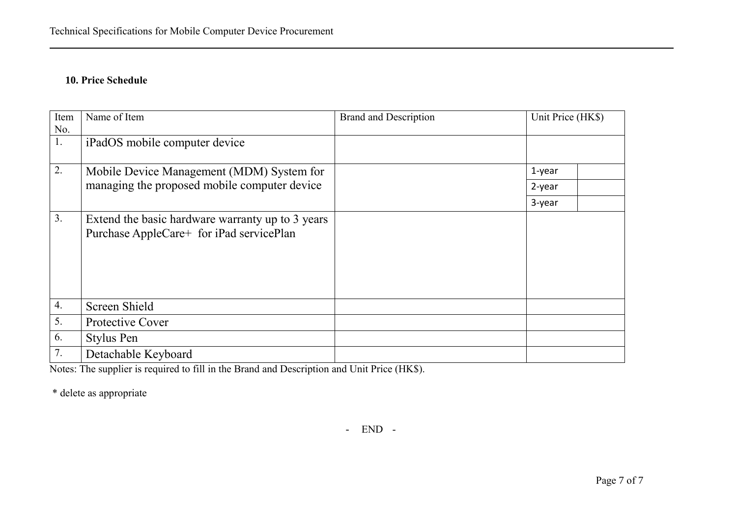**10. Price Schedule**

| Item No. | Name of Item | Brand and Description | Unit Price (HK$) | |
|---|---|---|---|---|
| 1. | iPadOS mobile computer device | | | |
| 2. | Mobile Device Management (MDM) System for managing the proposed mobile computer device | | 1-year | |
| | | | 2-year | |
| | | | 3-year | |
| 3. | Extend the basic hardware warranty up to 3 years Purchase AppleCare+ for iPad servicePlan | | | |
| 4. | Screen Shield | | | |
| 5. | Protective Cover | | | |
| 6. | Stylus Pen | | | |
| 7. | Detachable Keyboard | | | |

Notes: The supplier is required to fill in the Brand and Description and Unit Price (HK$).

* delete as appropriate

- END -